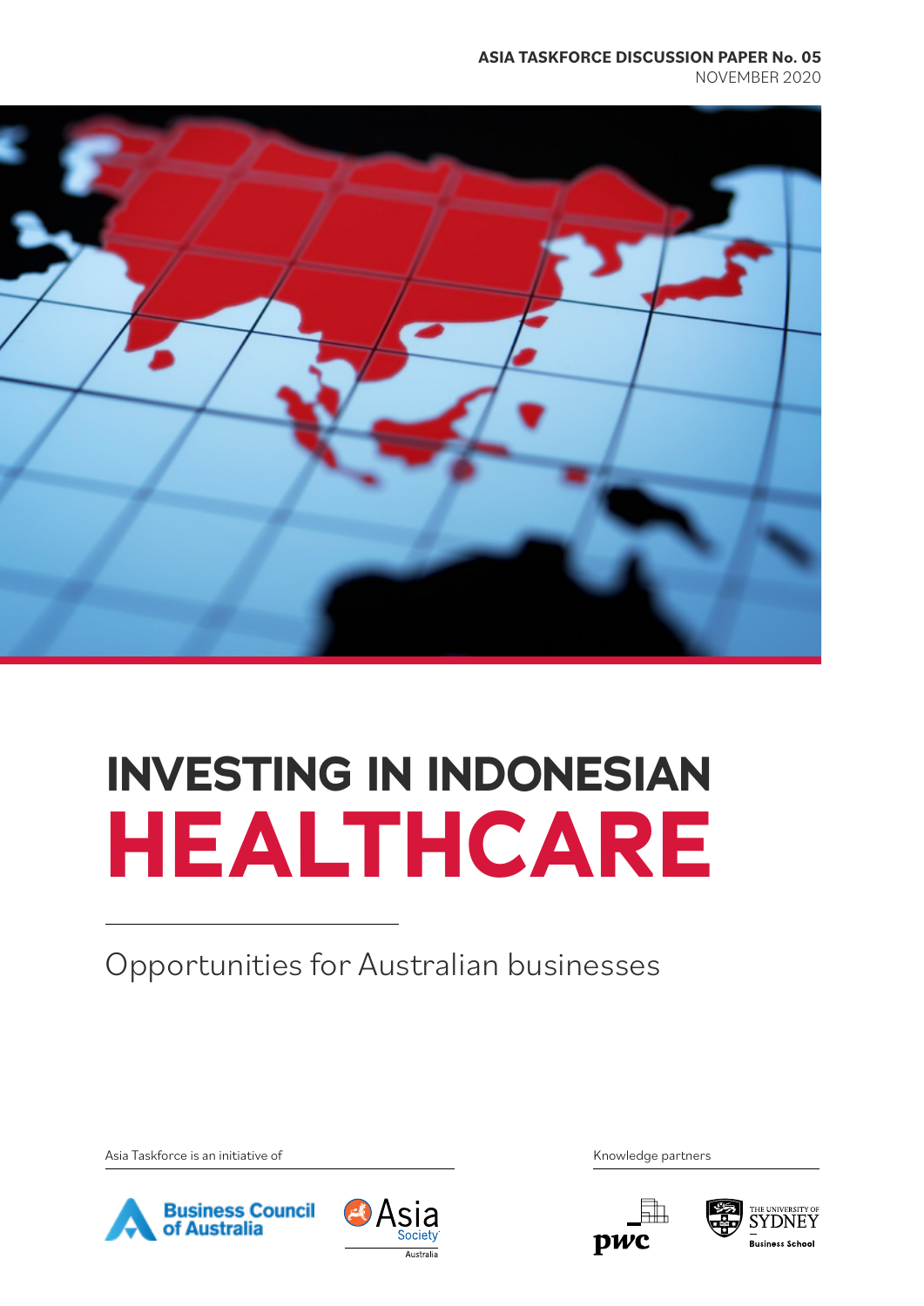**ASIA TASKFORCE DISCUSSION PAPER No. 05**
NOVEMBER 2020

# INVESTING IN INDONESIAN HEALTHCARE

## Opportunities for Australian businesses

Asia Taskforce is an initiative of

Business Council of Australia

Asia Society Australia

Knowledge partners

pwc

The University of Sydney Business School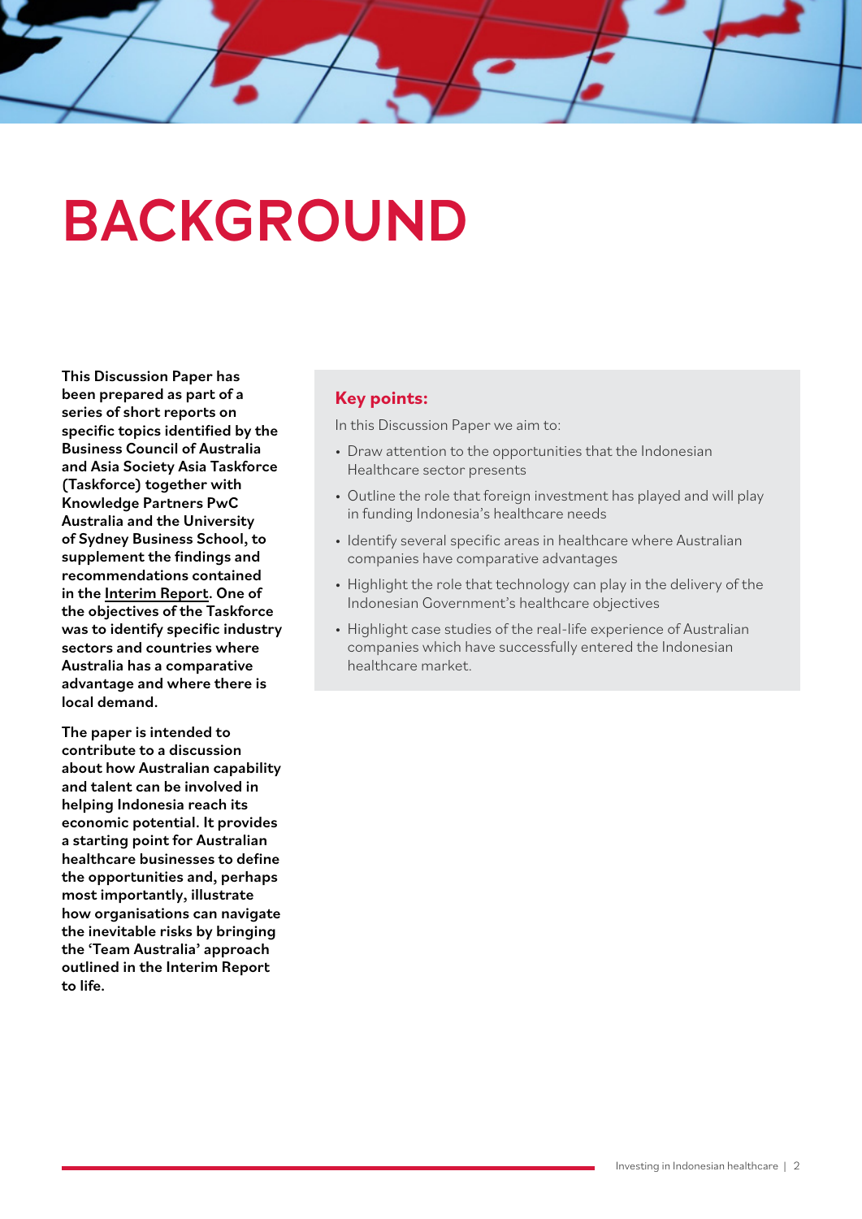# BACKGROUND

**This Discussion Paper has been prepared as part of a series of short reports on specific topics identified by the Business Council of Australia and Asia Society Asia Taskforce (Taskforce) together with Knowledge Partners PwC Australia and the University of Sydney Business School, to supplement the findings and recommendations contained in the Interim Report. One of the objectives of the Taskforce was to identify specific industry sectors and countries where Australia has a comparative advantage and where there is local demand.**

**The paper is intended to contribute to a discussion about how Australian capability and talent can be involved in helping Indonesia reach its economic potential. It provides a starting point for Australian healthcare businesses to define the opportunities and, perhaps most importantly, illustrate how organisations can navigate the inevitable risks by bringing the 'Team Australia' approach outlined in the Interim Report to life.**

## Key points:

In this Discussion Paper we aim to:

- Draw attention to the opportunities that the Indonesian Healthcare sector presents
- Outline the role that foreign investment has played and will play in funding Indonesia's healthcare needs
- Identify several specific areas in healthcare where Australian companies have comparative advantages
- Highlight the role that technology can play in the delivery of the Indonesian Government's healthcare objectives
- Highlight case studies of the real-life experience of Australian companies which have successfully entered the Indonesian healthcare market.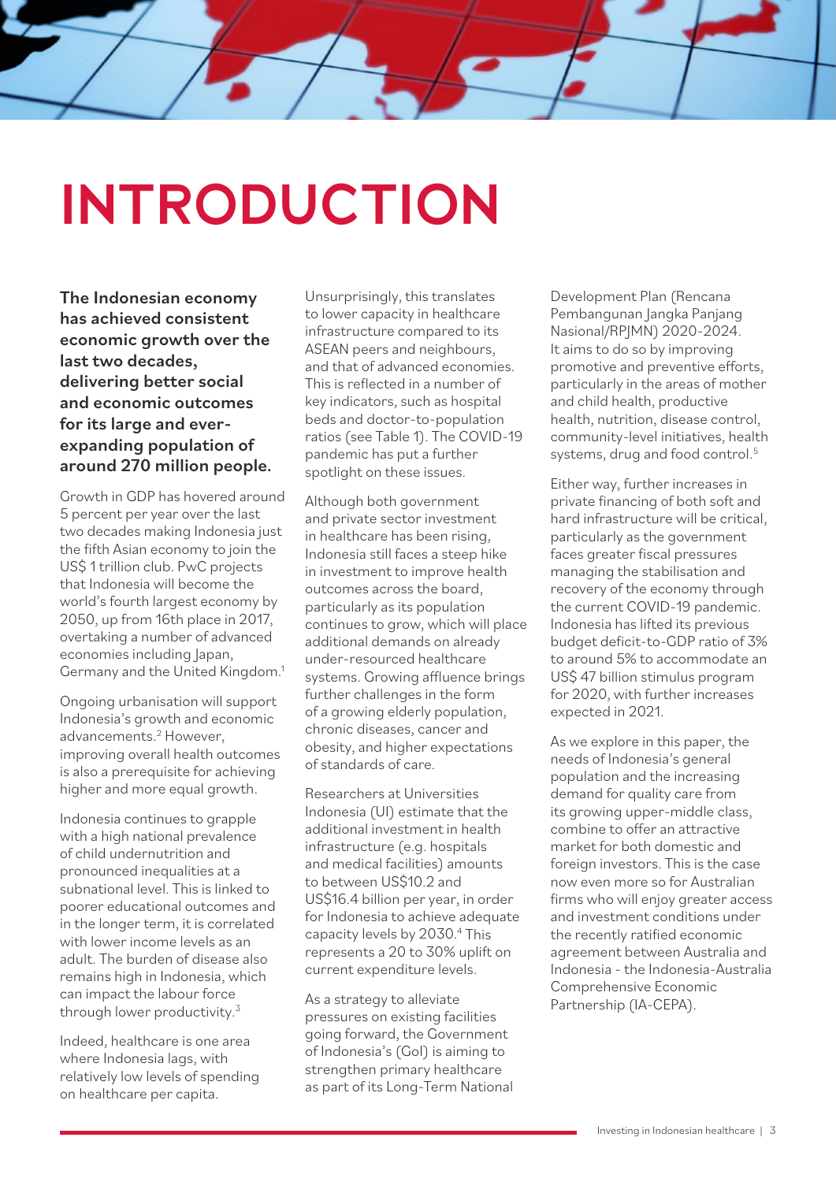# INTRODUCTION

**The Indonesian economy has achieved consistent economic growth over the last two decades, delivering better social and economic outcomes for its large and ever-expanding population of around 270 million people.**

Growth in GDP has hovered around 5 percent per year over the last two decades making Indonesia just the fifth Asian economy to join the US$ 1 trillion club. PwC projects that Indonesia will become the world's fourth largest economy by 2050, up from 16th place in 2017, overtaking a number of advanced economies including Japan, Germany and the United Kingdom.[1]

Ongoing urbanisation will support Indonesia's growth and economic advancements.[2] However, improving overall health outcomes is also a prerequisite for achieving higher and more equal growth.

Indonesia continues to grapple with a high national prevalence of child undernutrition and pronounced inequalities at a subnational level. This is linked to poorer educational outcomes and in the longer term, it is correlated with lower income levels as an adult. The burden of disease also remains high in Indonesia, which can impact the labour force through lower productivity.[3]

Indeed, healthcare is one area where Indonesia lags, with relatively low levels of spending on healthcare per capita. Unsurprisingly, this translates to lower capacity in healthcare infrastructure compared to its ASEAN peers and neighbours, and that of advanced economies. This is reflected in a number of key indicators, such as hospital beds and doctor-to-population ratios (see Table 1). The COVID-19 pandemic has put a further spotlight on these issues.

Although both government and private sector investment in healthcare has been rising, Indonesia still faces a steep hike in investment to improve health outcomes across the board, particularly as its population continues to grow, which will place additional demands on already under-resourced healthcare systems. Growing affluence brings further challenges in the form of a growing elderly population, chronic diseases, cancer and obesity, and higher expectations of standards of care.

Researchers at Universities Indonesia (UI) estimate that the additional investment in health infrastructure (e.g. hospitals and medical facilities) amounts to between US$10.2 and US$16.4 billion per year, in order for Indonesia to achieve adequate capacity levels by 2030.[4] This represents a 20 to 30% uplift on current expenditure levels.

As a strategy to alleviate pressures on existing facilities going forward, the Government of Indonesia's (GoI) is aiming to strengthen primary healthcare as part of its Long-Term National Development Plan (Rencana Pembangunan Jangka Panjang Nasional/RPJMN) 2020-2024. It aims to do so by improving promotive and preventive efforts, particularly in the areas of mother and child health, productive health, nutrition, disease control, community-level initiatives, health systems, drug and food control.[5]

Either way, further increases in private financing of both soft and hard infrastructure will be critical, particularly as the government faces greater fiscal pressures managing the stabilisation and recovery of the economy through the current COVID-19 pandemic. Indonesia has lifted its previous budget deficit-to-GDP ratio of 3% to around 5% to accommodate an US$ 47 billion stimulus program for 2020, with further increases expected in 2021.

As we explore in this paper, the needs of Indonesia's general population and the increasing demand for quality care from its growing upper-middle class, combine to offer an attractive market for both domestic and foreign investors. This is the case now even more so for Australian firms who will enjoy greater access and investment conditions under the recently ratified economic agreement between Australia and Indonesia - the Indonesia-Australia Comprehensive Economic Partnership (IA-CEPA).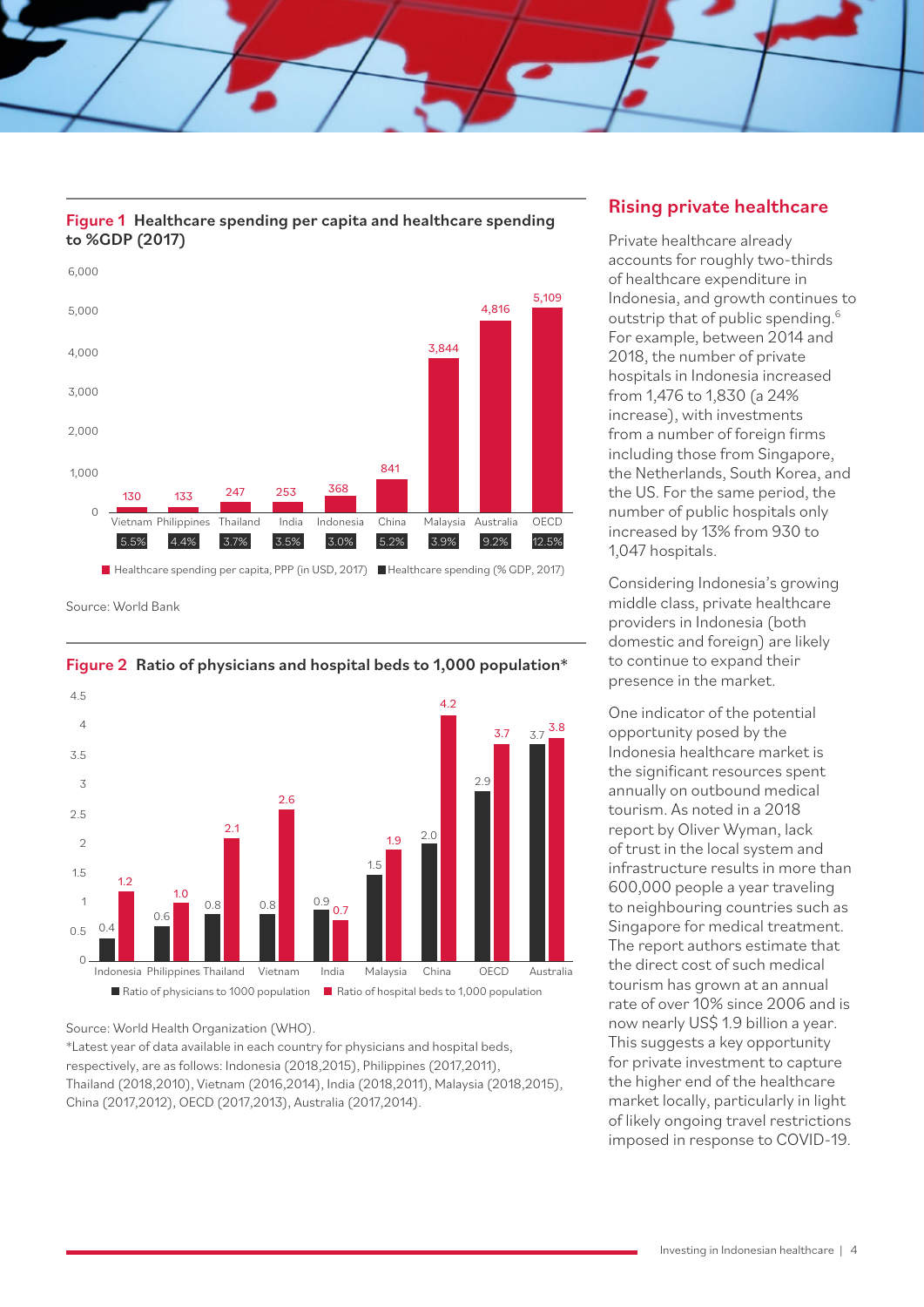**Figure 1** Healthcare spending per capita and healthcare spending to %GDP (2017)

| Country | Healthcare spending per capita, PPP (in USD, 2017) | Healthcare spending (% GDP, 2017) |
|---|---|---|
| Vietnam | 130 | 5.5% |
| Philippines | 133 | 4.4% |
| Thailand | 247 | 3.7% |
| India | 253 | 3.5% |
| Indonesia | 368 | 3.0% |
| China | 841 | 5.2% |
| Malaysia | 3,844 | 3.9% |
| Australia | 4,816 | 9.2% |
| OECD | 5,109 | 12.5% |

Source: World Bank

**Figure 2** Ratio of physicians and hospital beds to 1,000 population*

| Country | Ratio of physicians to 1000 population | Ratio of hospital beds to 1,000 population |
|---|---|---|
| Indonesia | 0.4 | 1.2 |
| Philippines | 0.6 | 1.0 |
| Thailand | 0.8 | 2.1 |
| Vietnam | 0.8 | 2.6 |
| India | 0.9 | 0.7 |
| Malaysia | 1.5 | 1.9 |
| China | 2.0 | 4.2 |
| OECD | 2.9 | 3.7 |
| Australia | 3.7 | 3.8 |

Source: World Health Organization (WHO).
*Latest year of data available in each country for physicians and hospital beds, respectively, are as follows: Indonesia (2018,2015), Philippines (2017,2011), Thailand (2018,2010), Vietnam (2016,2014), India (2018,2011), Malaysia (2018,2015), China (2017,2012), OECD (2017,2013), Australia (2017,2014).

## Rising private healthcare

Private healthcare already accounts for roughly two-thirds of healthcare expenditure in Indonesia, and growth continues to outstrip that of public spending.[6] For example, between 2014 and 2018, the number of private hospitals in Indonesia increased from 1,476 to 1,830 (a 24% increase), with investments from a number of foreign firms including those from Singapore, the Netherlands, South Korea, and the US. For the same period, the number of public hospitals only increased by 13% from 930 to 1,047 hospitals.

Considering Indonesia's growing middle class, private healthcare providers in Indonesia (both domestic and foreign) are likely to continue to expand their presence in the market.

One indicator of the potential opportunity posed by the Indonesia healthcare market is the significant resources spent annually on outbound medical tourism. As noted in a 2018 report by Oliver Wyman, lack of trust in the local system and infrastructure results in more than 600,000 people a year traveling to neighbouring countries such as Singapore for medical treatment. The report authors estimate that the direct cost of such medical tourism has grown at an annual rate of over 10% since 2006 and is now nearly US$ 1.9 billion a year. This suggests a key opportunity for private investment to capture the higher end of the healthcare market locally, particularly in light of likely ongoing travel restrictions imposed in response to COVID-19.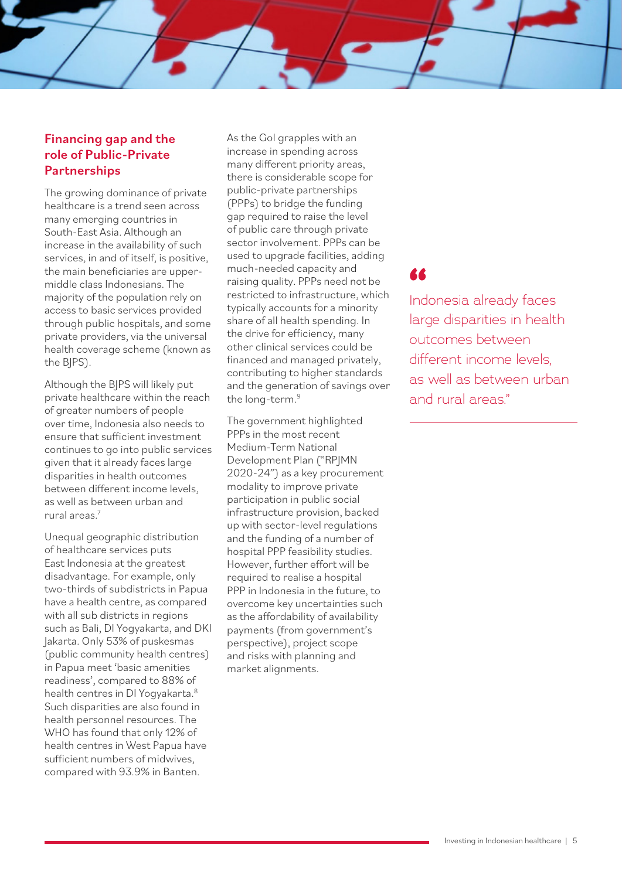## Financing gap and the role of Public-Private Partnerships

The growing dominance of private healthcare is a trend seen across many emerging countries in South-East Asia. Although an increase in the availability of such services, in and of itself, is positive, the main beneficiaries are upper-middle class Indonesians. The majority of the population rely on access to basic services provided through public hospitals, and some private providers, via the universal health coverage scheme (known as the BJPS).

Although the BJPS will likely put private healthcare within the reach of greater numbers of people over time, Indonesia also needs to ensure that sufficient investment continues to go into public services given that it already faces large disparities in health outcomes between different income levels, as well as between urban and rural areas.[7]

Unequal geographic distribution of healthcare services puts East Indonesia at the greatest disadvantage. For example, only two-thirds of subdistricts in Papua have a health centre, as compared with all sub districts in regions such as Bali, DI Yogyakarta, and DKI Jakarta. Only 53% of puskesmas (public community health centres) in Papua meet 'basic amenities readiness', compared to 88% of health centres in DI Yogyakarta.[8] Such disparities are also found in health personnel resources. The WHO has found that only 12% of health centres in West Papua have sufficient numbers of midwives, compared with 93.9% in Banten.

As the GoI grapples with an increase in spending across many different priority areas, there is considerable scope for public-private partnerships (PPPs) to bridge the funding gap required to raise the level of public care through private sector involvement. PPPs can be used to upgrade facilities, adding much-needed capacity and raising quality. PPPs need not be restricted to infrastructure, which typically accounts for a minority share of all health spending. In the drive for efficiency, many other clinical services could be financed and managed privately, contributing to higher standards and the generation of savings over the long-term.[9]

The government highlighted PPPs in the most recent Medium-Term National Development Plan ("RPJMN 2020-24") as a key procurement modality to improve private participation in public social infrastructure provision, backed up with sector-level regulations and the funding of a number of hospital PPP feasibility studies. However, further effort will be required to realise a hospital PPP in Indonesia in the future, to overcome key uncertainties such as the affordability of availability payments (from government's perspective), project scope and risks with planning and market alignments.

> "Indonesia already faces large disparities in health outcomes between different income levels, as well as between urban and rural areas."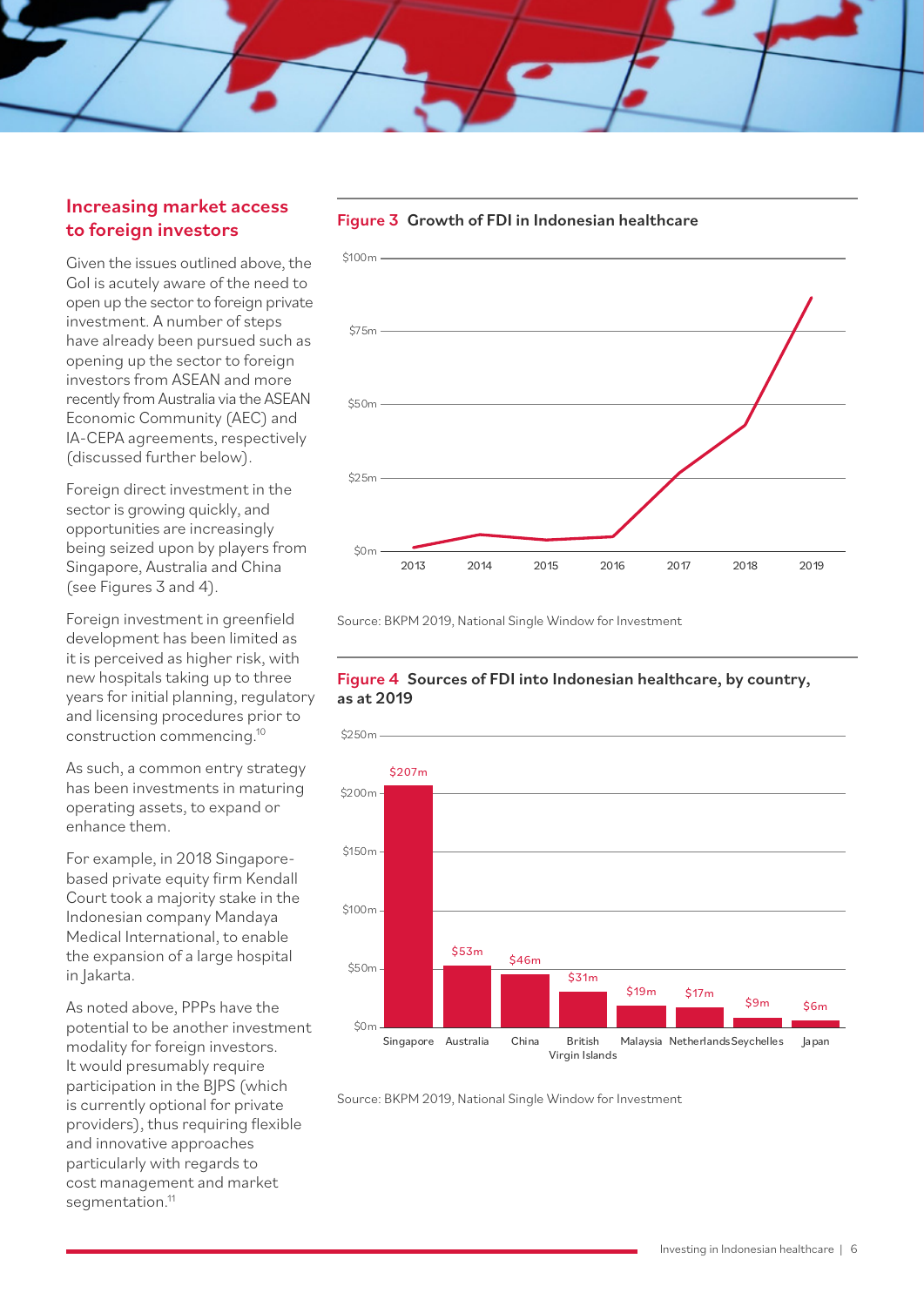## Increasing market access to foreign investors

Given the issues outlined above, the GoI is acutely aware of the need to open up the sector to foreign private investment. A number of steps have already been pursued such as opening up the sector to foreign investors from ASEAN and more recently from Australia via the ASEAN Economic Community (AEC) and IA-CEPA agreements, respectively (discussed further below).

Foreign direct investment in the sector is growing quickly, and opportunities are increasingly being seized upon by players from Singapore, Australia and China (see Figures 3 and 4).

Foreign investment in greenfield development has been limited as it is perceived as higher risk, with new hospitals taking up to three years for initial planning, regulatory and licensing procedures prior to construction commencing.[10]

As such, a common entry strategy has been investments in maturing operating assets, to expand or enhance them.

For example, in 2018 Singapore-based private equity firm Kendall Court took a majority stake in the Indonesian company Mandaya Medical International, to enable the expansion of a large hospital in Jakarta.

As noted above, PPPs have the potential to be another investment modality for foreign investors. It would presumably require participation in the BJPS (which is currently optional for private providers), thus requiring flexible and innovative approaches particularly with regards to cost management and market segmentation.[11]

**Figure 3** Growth of FDI in Indonesian healthcare

Source: BKPM 2019, National Single Window for Investment

**Figure 4** Sources of FDI into Indonesian healthcare, by country, as at 2019

| Country | FDI |
|---|---|
| Singapore | $207m |
| Australia | $53m |
| China | $46m |
| British Virgin Islands | $31m |
| Malaysia | $19m |
| Netherlands | $17m |
| Seychelles | $9m |
| Japan | $6m |

Source: BKPM 2019, National Single Window for Investment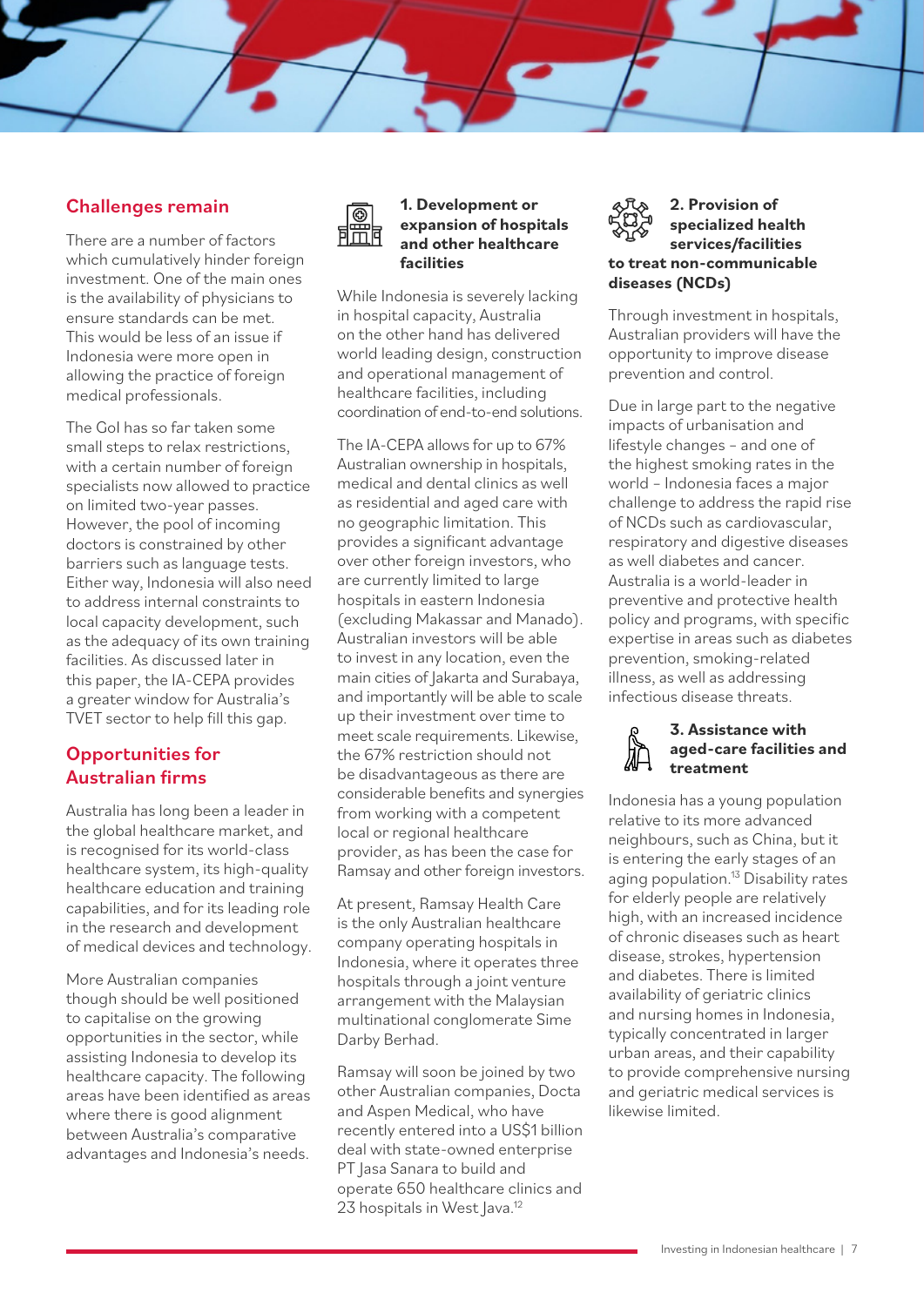## Challenges remain

There are a number of factors which cumulatively hinder foreign investment. One of the main ones is the availability of physicians to ensure standards can be met. This would be less of an issue if Indonesia were more open in allowing the practice of foreign medical professionals.

The GoI has so far taken some small steps to relax restrictions, with a certain number of foreign specialists now allowed to practice on limited two-year passes. However, the pool of incoming doctors is constrained by other barriers such as language tests. Either way, Indonesia will also need to address internal constraints to local capacity development, such as the adequacy of its own training facilities. As discussed later in this paper, the IA-CEPA provides a greater window for Australia's TVET sector to help fill this gap.

## Opportunities for Australian firms

Australia has long been a leader in the global healthcare market, and is recognised for its world-class healthcare system, its high-quality healthcare education and training capabilities, and for its leading role in the research and development of medical devices and technology.

More Australian companies though should be well positioned to capitalise on the growing opportunities in the sector, while assisting Indonesia to develop its healthcare capacity. The following areas have been identified as areas where there is good alignment between Australia's comparative advantages and Indonesia's needs.

### 1. Development or expansion of hospitals and other healthcare facilities

While Indonesia is severely lacking in hospital capacity, Australia on the other hand has delivered world leading design, construction and operational management of healthcare facilities, including coordination of end-to-end solutions.

The IA-CEPA allows for up to 67% Australian ownership in hospitals, medical and dental clinics as well as residential and aged care with no geographic limitation. This provides a significant advantage over other foreign investors, who are currently limited to large hospitals in eastern Indonesia (excluding Makassar and Manado). Australian investors will be able to invest in any location, even the main cities of Jakarta and Surabaya, and importantly will be able to scale up their investment over time to meet scale requirements. Likewise, the 67% restriction should not be disadvantageous as there are considerable benefits and synergies from working with a competent local or regional healthcare provider, as has been the case for Ramsay and other foreign investors.

At present, Ramsay Health Care is the only Australian healthcare company operating hospitals in Indonesia, where it operates three hospitals through a joint venture arrangement with the Malaysian multinational conglomerate Sime Darby Berhad.

Ramsay will soon be joined by two other Australian companies, Docta and Aspen Medical, who have recently entered into a US$1 billion deal with state-owned enterprise PT Jasa Sanara to build and operate 650 healthcare clinics and 23 hospitals in West Java.[12]

### 2. Provision of specialized health services/facilities to treat non-communicable diseases (NCDs)

Through investment in hospitals, Australian providers will have the opportunity to improve disease prevention and control.

Due in large part to the negative impacts of urbanisation and lifestyle changes – and one of the highest smoking rates in the world – Indonesia faces a major challenge to address the rapid rise of NCDs such as cardiovascular, respiratory and digestive diseases as well diabetes and cancer. Australia is a world-leader in preventive and protective health policy and programs, with specific expertise in areas such as diabetes prevention, smoking-related illness, as well as addressing infectious disease threats.

### 3. Assistance with aged-care facilities and treatment

Indonesia has a young population relative to its more advanced neighbours, such as China, but it is entering the early stages of an aging population.[13] Disability rates for elderly people are relatively high, with an increased incidence of chronic diseases such as heart disease, strokes, hypertension and diabetes. There is limited availability of geriatric clinics and nursing homes in Indonesia, typically concentrated in larger urban areas, and their capability to provide comprehensive nursing and geriatric medical services is likewise limited.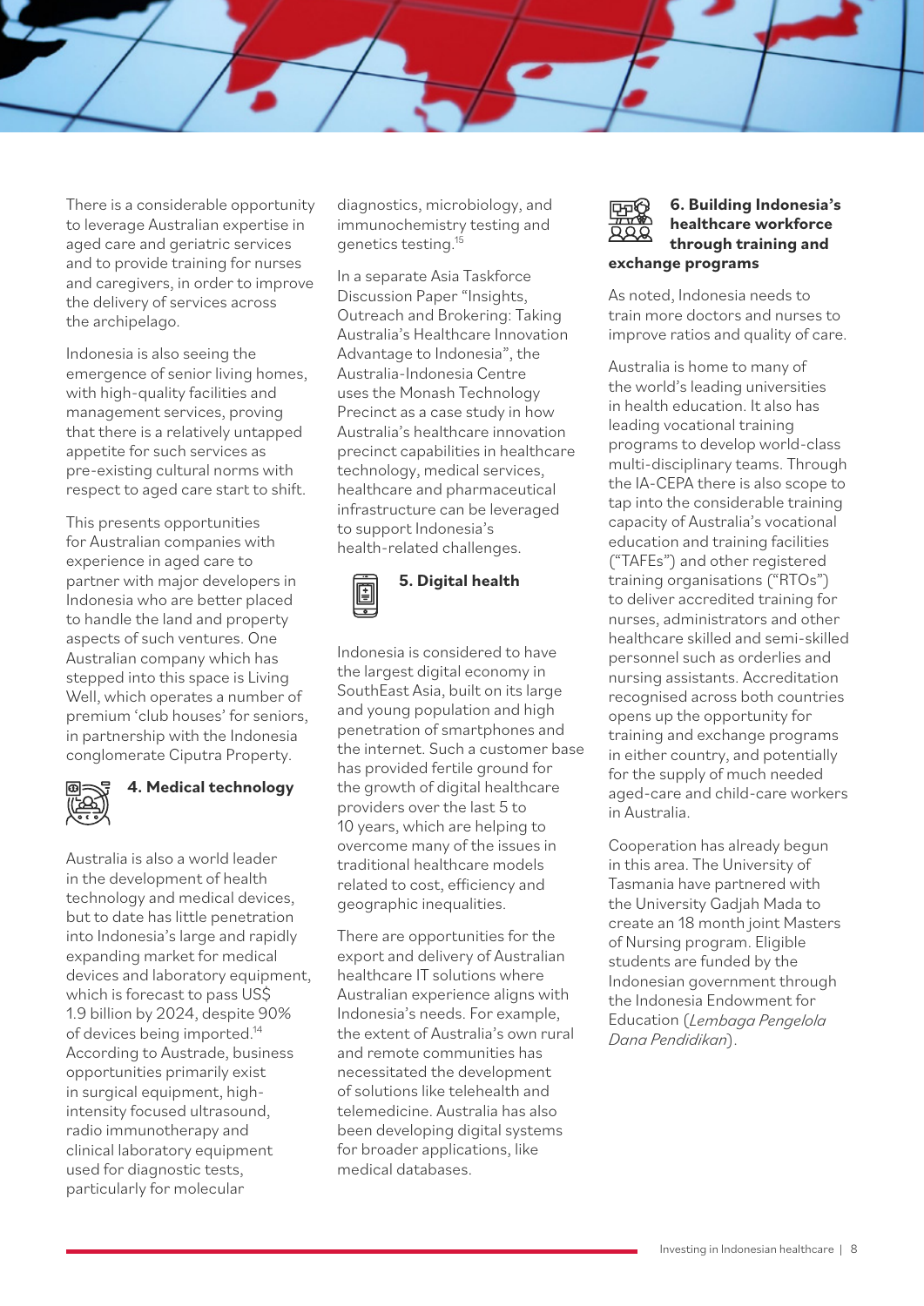There is a considerable opportunity to leverage Australian expertise in aged care and geriatric services and to provide training for nurses and caregivers, in order to improve the delivery of services across the archipelago.

Indonesia is also seeing the emergence of senior living homes, with high-quality facilities and management services, proving that there is a relatively untapped appetite for such services as pre-existing cultural norms with respect to aged care start to shift.

This presents opportunities for Australian companies with experience in aged care to partner with major developers in Indonesia who are better placed to handle the land and property aspects of such ventures. One Australian company which has stepped into this space is Living Well, which operates a number of premium 'club houses' for seniors, in partnership with the Indonesia conglomerate Ciputra Property.

### 4. Medical technology

Australia is also a world leader in the development of health technology and medical devices, but to date has little penetration into Indonesia's large and rapidly expanding market for medical devices and laboratory equipment, which is forecast to pass US$ 1.9 billion by 2024, despite 90% of devices being imported.[14] According to Austrade, business opportunities primarily exist in surgical equipment, high-intensity focused ultrasound, radio immunotherapy and clinical laboratory equipment used for diagnostic tests, particularly for molecular diagnostics, microbiology, and immunochemistry testing and genetics testing.[15]

In a separate Asia Taskforce Discussion Paper "Insights, Outreach and Brokering: Taking Australia's Healthcare Innovation Advantage to Indonesia", the Australia-Indonesia Centre uses the Monash Technology Precinct as a case study in how Australia's healthcare innovation precinct capabilities in healthcare technology, medical services, healthcare and pharmaceutical infrastructure can be leveraged to support Indonesia's health-related challenges.

### 5. Digital health

Indonesia is considered to have the largest digital economy in SouthEast Asia, built on its large and young population and high penetration of smartphones and the internet. Such a customer base has provided fertile ground for the growth of digital healthcare providers over the last 5 to 10 years, which are helping to overcome many of the issues in traditional healthcare models related to cost, efficiency and geographic inequalities.

There are opportunities for the export and delivery of Australian healthcare IT solutions where Australian experience aligns with Indonesia's needs. For example, the extent of Australia's own rural and remote communities has necessitated the development of solutions like telehealth and telemedicine. Australia has also been developing digital systems for broader applications, like medical databases.

### 6. Building Indonesia's healthcare workforce through training and exchange programs

As noted, Indonesia needs to train more doctors and nurses to improve ratios and quality of care.

Australia is home to many of the world's leading universities in health education. It also has leading vocational training programs to develop world-class multi-disciplinary teams. Through the IA-CEPA there is also scope to tap into the considerable training capacity of Australia's vocational education and training facilities ("TAFEs") and other registered training organisations ("RTOs") to deliver accredited training for nurses, administrators and other healthcare skilled and semi-skilled personnel such as orderlies and nursing assistants. Accreditation recognised across both countries opens up the opportunity for training and exchange programs in either country, and potentially for the supply of much needed aged-care and child-care workers in Australia.

Cooperation has already begun in this area. The University of Tasmania have partnered with the University Gadjah Mada to create an 18 month joint Masters of Nursing program. Eligible students are funded by the Indonesian government through the Indonesia Endowment for Education (*Lembaga Pengelola Dana Pendidikan*).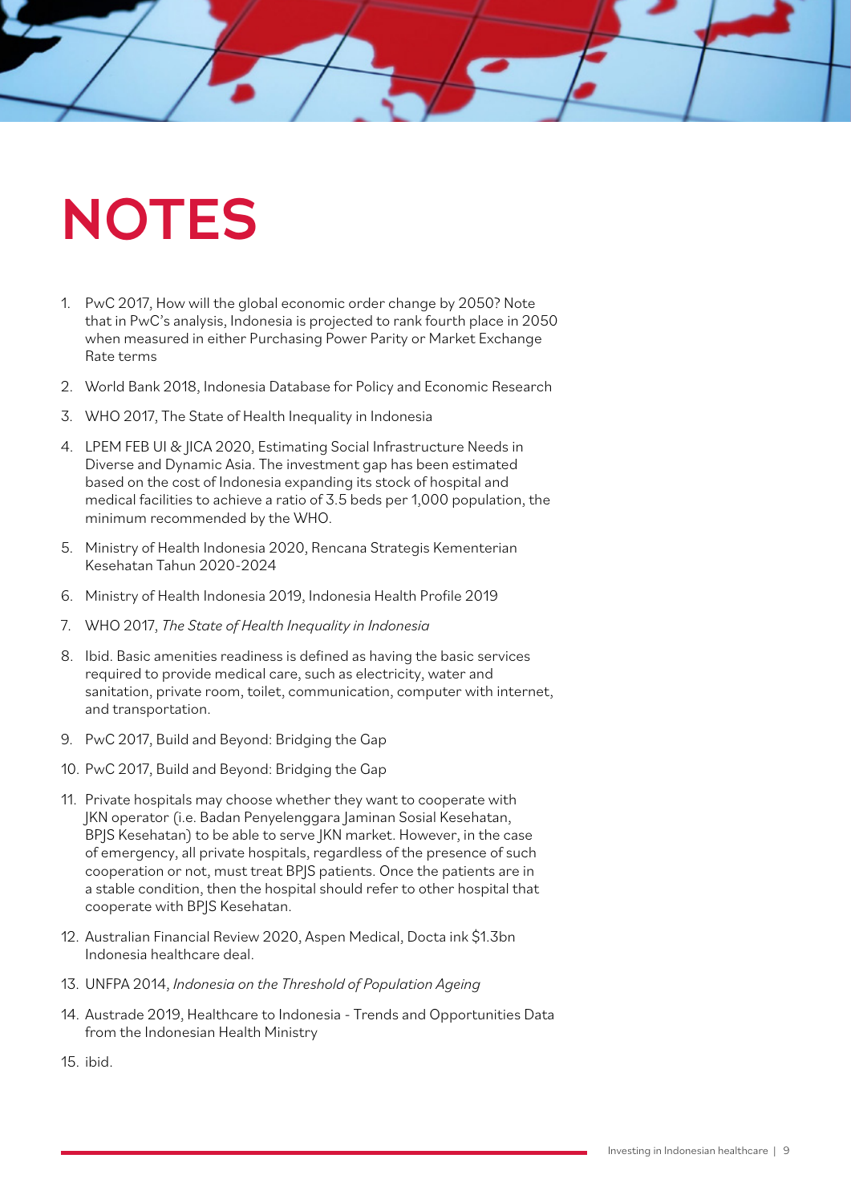# NOTES

1. PwC 2017, How will the global economic order change by 2050? Note that in PwC's analysis, Indonesia is projected to rank fourth place in 2050 when measured in either Purchasing Power Parity or Market Exchange Rate terms
2. World Bank 2018, Indonesia Database for Policy and Economic Research
3. WHO 2017, The State of Health Inequality in Indonesia
4. LPEM FEB UI & JICA 2020, Estimating Social Infrastructure Needs in Diverse and Dynamic Asia. The investment gap has been estimated based on the cost of Indonesia expanding its stock of hospital and medical facilities to achieve a ratio of 3.5 beds per 1,000 population, the minimum recommended by the WHO.
5. Ministry of Health Indonesia 2020, Rencana Strategis Kementerian Kesehatan Tahun 2020-2024
6. Ministry of Health Indonesia 2019, Indonesia Health Profile 2019
7. WHO 2017, *The State of Health Inequality in Indonesia*
8. Ibid. Basic amenities readiness is defined as having the basic services required to provide medical care, such as electricity, water and sanitation, private room, toilet, communication, computer with internet, and transportation.
9. PwC 2017, Build and Beyond: Bridging the Gap
10. PwC 2017, Build and Beyond: Bridging the Gap
11. Private hospitals may choose whether they want to cooperate with JKN operator (i.e. Badan Penyelenggara Jaminan Sosial Kesehatan, BPJS Kesehatan) to be able to serve JKN market. However, in the case of emergency, all private hospitals, regardless of the presence of such cooperation or not, must treat BPJS patients. Once the patients are in a stable condition, then the hospital should refer to other hospital that cooperate with BPJS Kesehatan.
12. Australian Financial Review 2020, Aspen Medical, Docta ink $1.3bn Indonesia healthcare deal.
13. UNFPA 2014, *Indonesia on the Threshold of Population Ageing*
14. Austrade 2019, Healthcare to Indonesia - Trends and Opportunities Data from the Indonesian Health Ministry
15. ibid.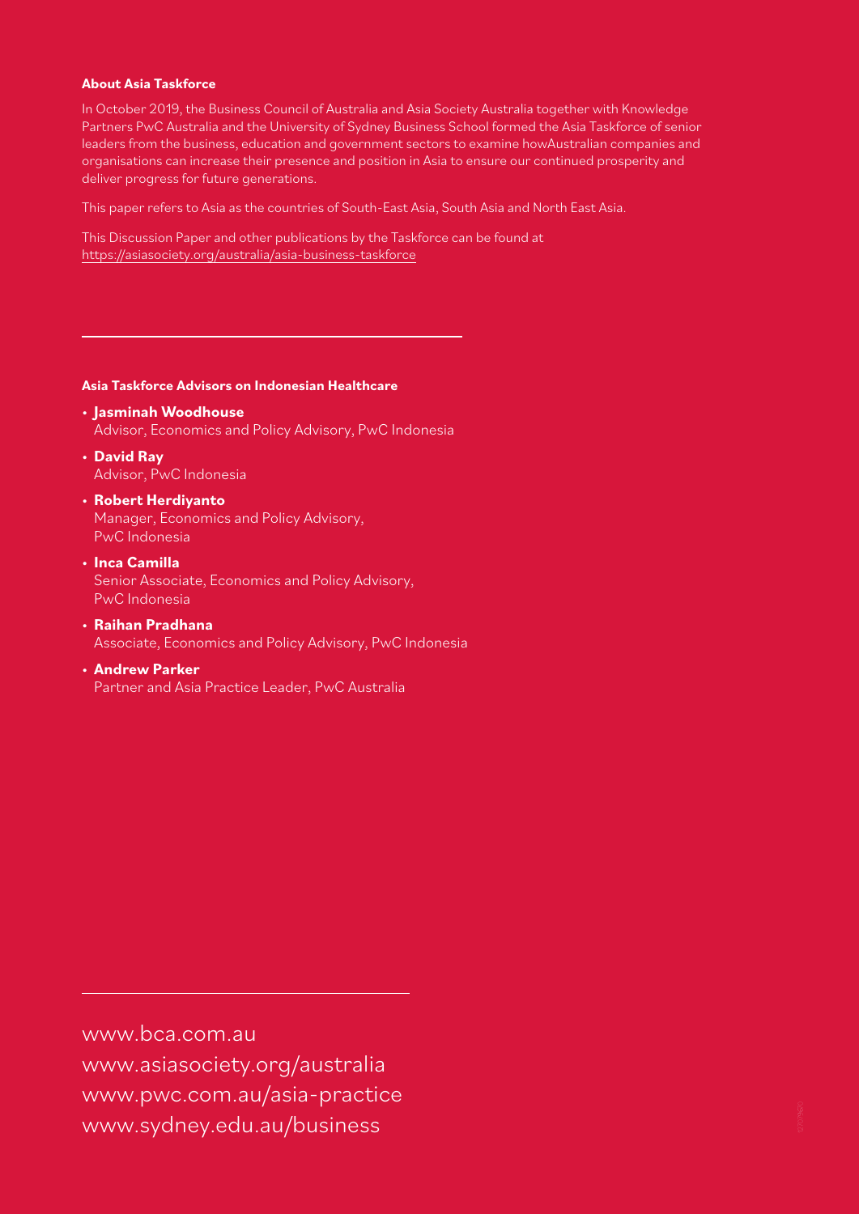**About Asia Taskforce**

In October 2019, the Business Council of Australia and Asia Society Australia together with Knowledge Partners PwC Australia and the University of Sydney Business School formed the Asia Taskforce of senior leaders from the business, education and government sectors to examine howAustralian companies and organisations can increase their presence and position in Asia to ensure our continued prosperity and deliver progress for future generations.

This paper refers to Asia as the countries of South-East Asia, South Asia and North East Asia.

This Discussion Paper and other publications by the Taskforce can be found at https://asiasociety.org/australia/asia-business-taskforce

**Asia Taskforce Advisors on Indonesian Healthcare**

- **Jasminah Woodhouse**
  Advisor, Economics and Policy Advisory, PwC Indonesia
- **David Ray**
  Advisor, PwC Indonesia
- **Robert Herdiyanto**
  Manager, Economics and Policy Advisory, PwC Indonesia
- **Inca Camilla**
  Senior Associate, Economics and Policy Advisory, PwC Indonesia
- **Raihan Pradhana**
  Associate, Economics and Policy Advisory, PwC Indonesia
- **Andrew Parker**
  Partner and Asia Practice Leader, PwC Australia

www.bca.com.au
www.asiasociety.org/australia
www.pwc.com.au/asia-practice
www.sydney.edu.au/business